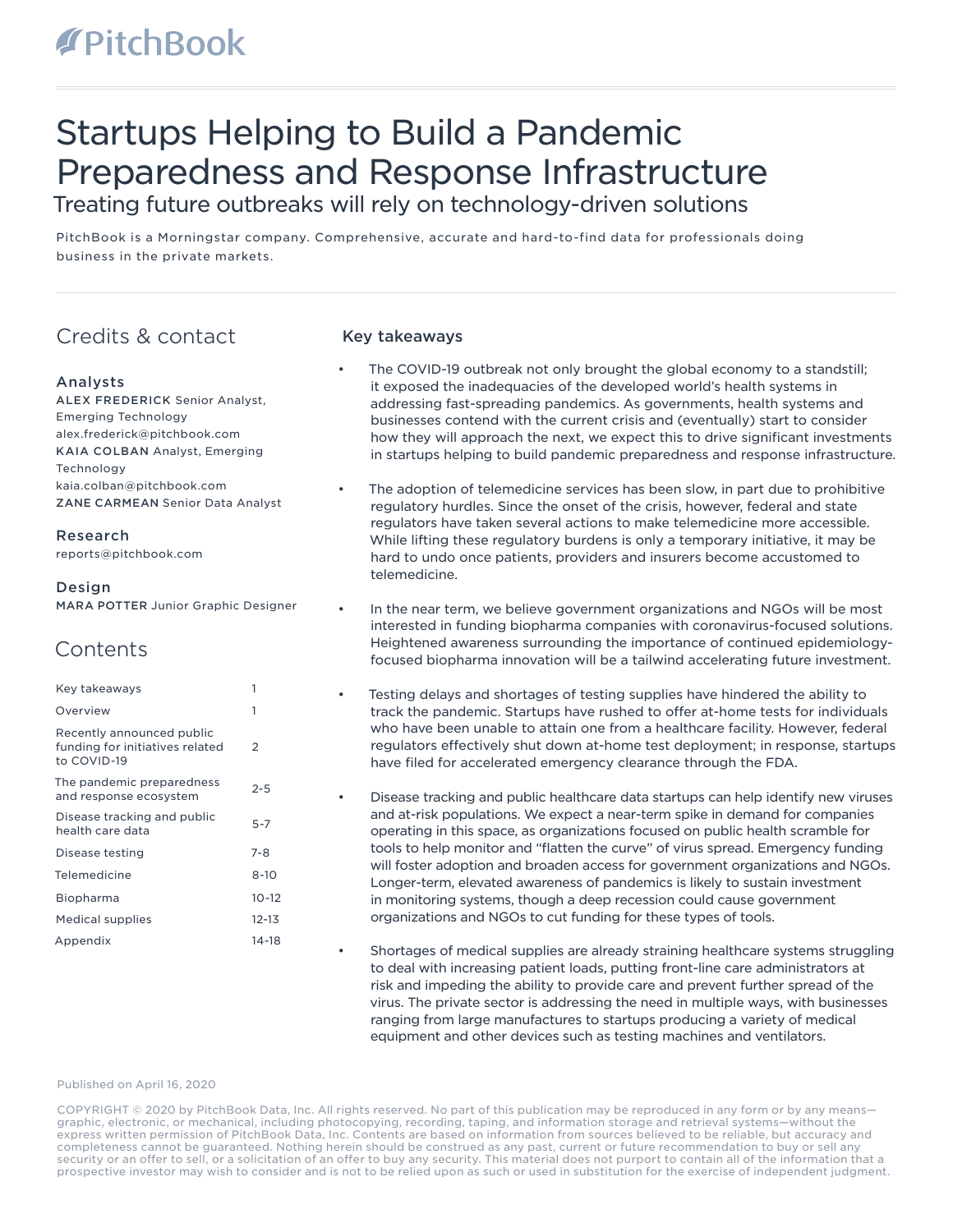PitchBook

# Startups Helping to Build a Pandemic Preparedness and Response Infrastructure

## Treating future outbreaks will rely on technology-driven solutions

PitchBook is a Morningstar company. Comprehensive, accurate and hard-to-find data for professionals doing business in the private markets.

## Credits & contact

### Analysts

**ALEX FREDERICK** Senior Analyst, Emerging Technology
alex.frederick@pitchbook.com

**KAIA COLBAN** Analyst, Emerging Technology
kaia.colban@pitchbook.com

**ZANE CARMEAN** Senior Data Analyst

### Research

reports@pitchbook.com

### Design

**MARA POTTER** Junior Graphic Designer

## Contents

| | |
|---|---|
| Key takeaways | 1 |
| Overview | 1 |
| Recently announced public funding for initiatives related to COVID-19 | 2 |
| The pandemic preparedness and response ecosystem | 2-5 |
| Disease tracking and public health care data | 5-7 |
| Disease testing | 7-8 |
| Telemedicine | 8-10 |
| Biopharma | 10-12 |
| Medical supplies | 12-13 |
| Appendix | 14-18 |

## Key takeaways

- The COVID-19 outbreak not only brought the global economy to a standstill; it exposed the inadequacies of the developed world's health systems in addressing fast-spreading pandemics. As governments, health systems and businesses contend with the current crisis and (eventually) start to consider how they will approach the next, we expect this to drive significant investments in startups helping to build pandemic preparedness and response infrastructure.

- The adoption of telemedicine services has been slow, in part due to prohibitive regulatory hurdles. Since the onset of the crisis, however, federal and state regulators have taken several actions to make telemedicine more accessible. While lifting these regulatory burdens is only a temporary initiative, it may be hard to undo once patients, providers and insurers become accustomed to telemedicine.

- In the near term, we believe government organizations and NGOs will be most interested in funding biopharma companies with coronavirus-focused solutions. Heightened awareness surrounding the importance of continued epidemiology-focused biopharma innovation will be a tailwind accelerating future investment.

- Testing delays and shortages of testing supplies have hindered the ability to track the pandemic. Startups have rushed to offer at-home tests for individuals who have been unable to attain one from a healthcare facility. However, federal regulators effectively shut down at-home test deployment; in response, startups have filed for accelerated emergency clearance through the FDA.

- Disease tracking and public healthcare data startups can help identify new viruses and at-risk populations. We expect a near-term spike in demand for companies operating in this space, as organizations focused on public health scramble for tools to help monitor and "flatten the curve" of virus spread. Emergency funding will foster adoption and broaden access for government organizations and NGOs. Longer-term, elevated awareness of pandemics is likely to sustain investment in monitoring systems, though a deep recession could cause government organizations and NGOs to cut funding for these types of tools.

- Shortages of medical supplies are already straining healthcare systems struggling to deal with increasing patient loads, putting front-line care administrators at risk and impeding the ability to provide care and prevent further spread of the virus. The private sector is addressing the need in multiple ways, with businesses ranging from large manufactures to startups producing a variety of medical equipment and other devices such as testing machines and ventilators.

Published on April 16, 2020

COPYRIGHT © 2020 by PitchBook Data, Inc. All rights reserved. No part of this publication may be reproduced in any form or by any means—graphic, electronic, or mechanical, including photocopying, recording, taping, and information storage and retrieval systems—without the express written permission of PitchBook Data, Inc. Contents are based on information from sources believed to be reliable, but accuracy and completeness cannot be guaranteed. Nothing herein should be construed as any past, current or future recommendation to buy or sell any security or an offer to sell, or a solicitation of an offer to buy any security. This material does not purport to contain all of the information that a prospective investor may wish to consider and is not to be relied upon as such or used in substitution for the exercise of independent judgment.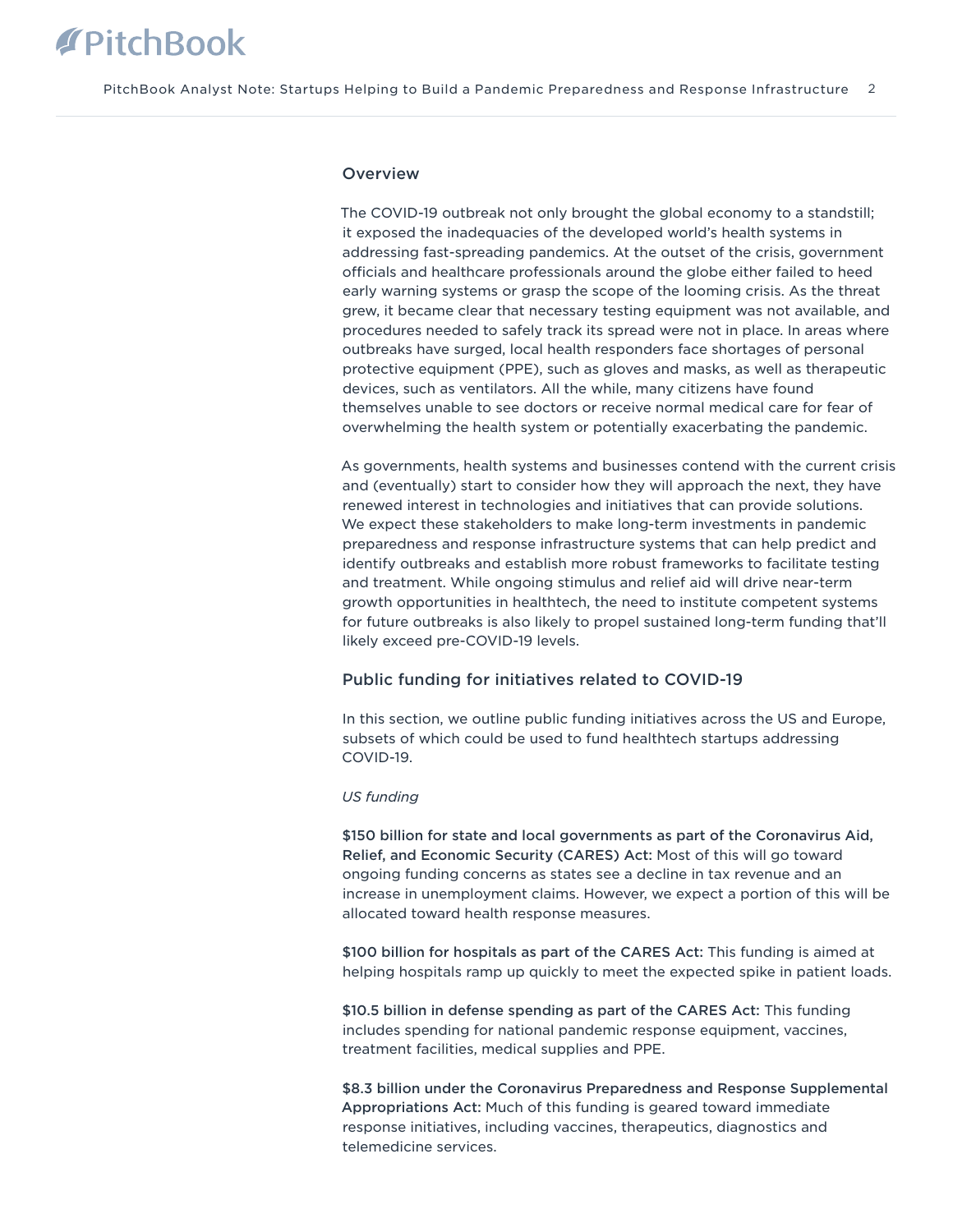## Overview

The COVID-19 outbreak not only brought the global economy to a standstill; it exposed the inadequacies of the developed world's health systems in addressing fast-spreading pandemics. At the outset of the crisis, government officials and healthcare professionals around the globe either failed to heed early warning systems or grasp the scope of the looming crisis. As the threat grew, it became clear that necessary testing equipment was not available, and procedures needed to safely track its spread were not in place. In areas where outbreaks have surged, local health responders face shortages of personal protective equipment (PPE), such as gloves and masks, as well as therapeutic devices, such as ventilators. All the while, many citizens have found themselves unable to see doctors or receive normal medical care for fear of overwhelming the health system or potentially exacerbating the pandemic.

As governments, health systems and businesses contend with the current crisis and (eventually) start to consider how they will approach the next, they have renewed interest in technologies and initiatives that can provide solutions. We expect these stakeholders to make long-term investments in pandemic preparedness and response infrastructure systems that can help predict and identify outbreaks and establish more robust frameworks to facilitate testing and treatment. While ongoing stimulus and relief aid will drive near-term growth opportunities in healthtech, the need to institute competent systems for future outbreaks is also likely to propel sustained long-term funding that'll likely exceed pre-COVID-19 levels.

## Public funding for initiatives related to COVID-19

In this section, we outline public funding initiatives across the US and Europe, subsets of which could be used to fund healthtech startups addressing COVID-19.

*US funding*

**$150 billion for state and local governments as part of the Coronavirus Aid, Relief, and Economic Security (CARES) Act:** Most of this will go toward ongoing funding concerns as states see a decline in tax revenue and an increase in unemployment claims. However, we expect a portion of this will be allocated toward health response measures.

**$100 billion for hospitals as part of the CARES Act:** This funding is aimed at helping hospitals ramp up quickly to meet the expected spike in patient loads.

**$10.5 billion in defense spending as part of the CARES Act:** This funding includes spending for national pandemic response equipment, vaccines, treatment facilities, medical supplies and PPE.

**$8.3 billion under the Coronavirus Preparedness and Response Supplemental Appropriations Act:** Much of this funding is geared toward immediate response initiatives, including vaccines, therapeutics, diagnostics and telemedicine services.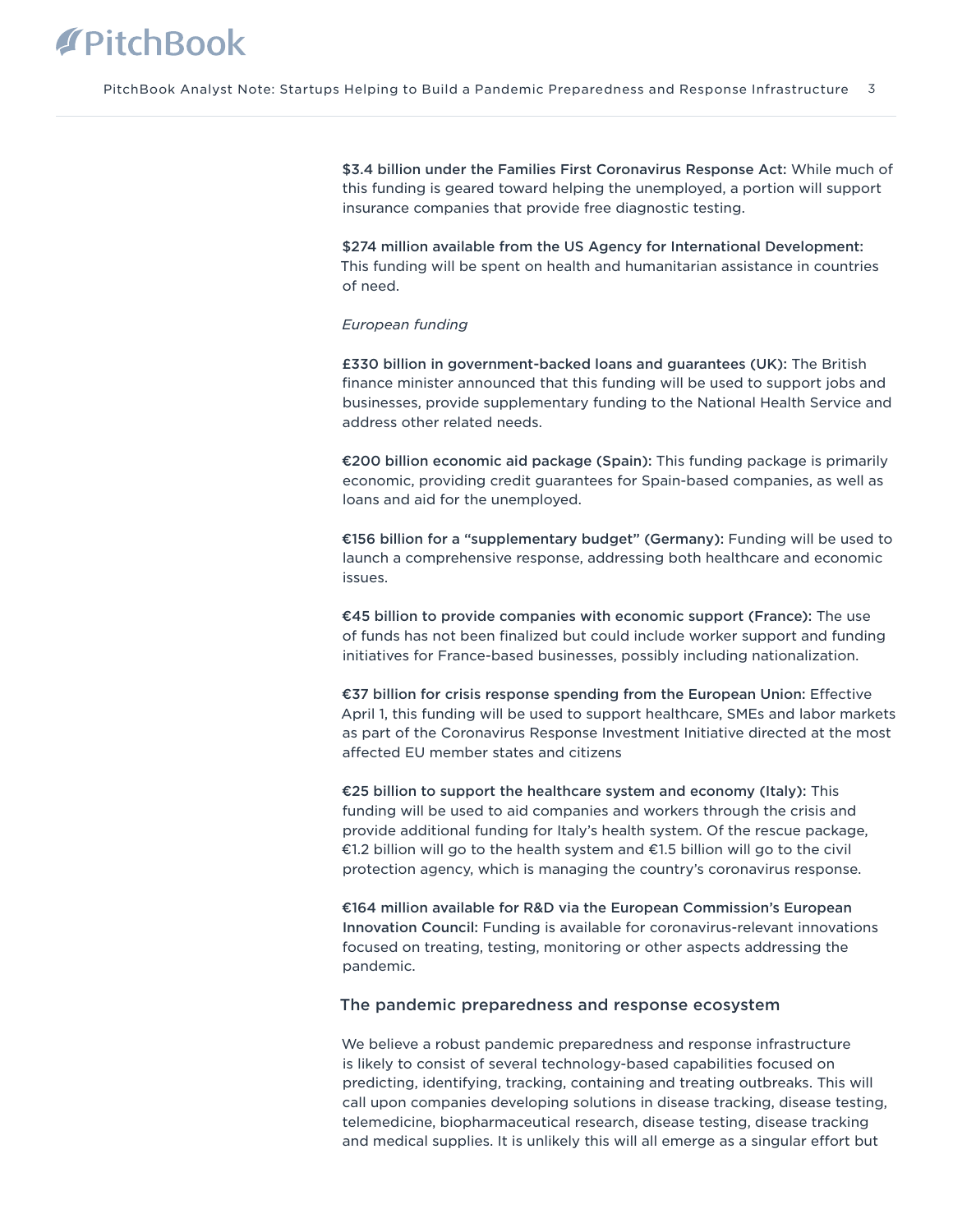**$3.4 billion under the Families First Coronavirus Response Act:** While much of this funding is geared toward helping the unemployed, a portion will support insurance companies that provide free diagnostic testing.

**$274 million available from the US Agency for International Development:** This funding will be spent on health and humanitarian assistance in countries of need.

*European funding*

**£330 billion in government-backed loans and guarantees (UK):** The British finance minister announced that this funding will be used to support jobs and businesses, provide supplementary funding to the National Health Service and address other related needs.

**€200 billion economic aid package (Spain):** This funding package is primarily economic, providing credit guarantees for Spain-based companies, as well as loans and aid for the unemployed.

**€156 billion for a "supplementary budget" (Germany):** Funding will be used to launch a comprehensive response, addressing both healthcare and economic issues.

**€45 billion to provide companies with economic support (France):** The use of funds has not been finalized but could include worker support and funding initiatives for France-based businesses, possibly including nationalization.

**€37 billion for crisis response spending from the European Union:** Effective April 1, this funding will be used to support healthcare, SMEs and labor markets as part of the Coronavirus Response Investment Initiative directed at the most affected EU member states and citizens

**€25 billion to support the healthcare system and economy (Italy):** This funding will be used to aid companies and workers through the crisis and provide additional funding for Italy's health system. Of the rescue package, €1.2 billion will go to the health system and €1.5 billion will go to the civil protection agency, which is managing the country's coronavirus response.

**€164 million available for R&D via the European Commission's European Innovation Council:** Funding is available for coronavirus-relevant innovations focused on treating, testing, monitoring or other aspects addressing the pandemic.

## The pandemic preparedness and response ecosystem

We believe a robust pandemic preparedness and response infrastructure is likely to consist of several technology-based capabilities focused on predicting, identifying, tracking, containing and treating outbreaks. This will call upon companies developing solutions in disease tracking, disease testing, telemedicine, biopharmaceutical research, disease testing, disease tracking and medical supplies. It is unlikely this will all emerge as a singular effort but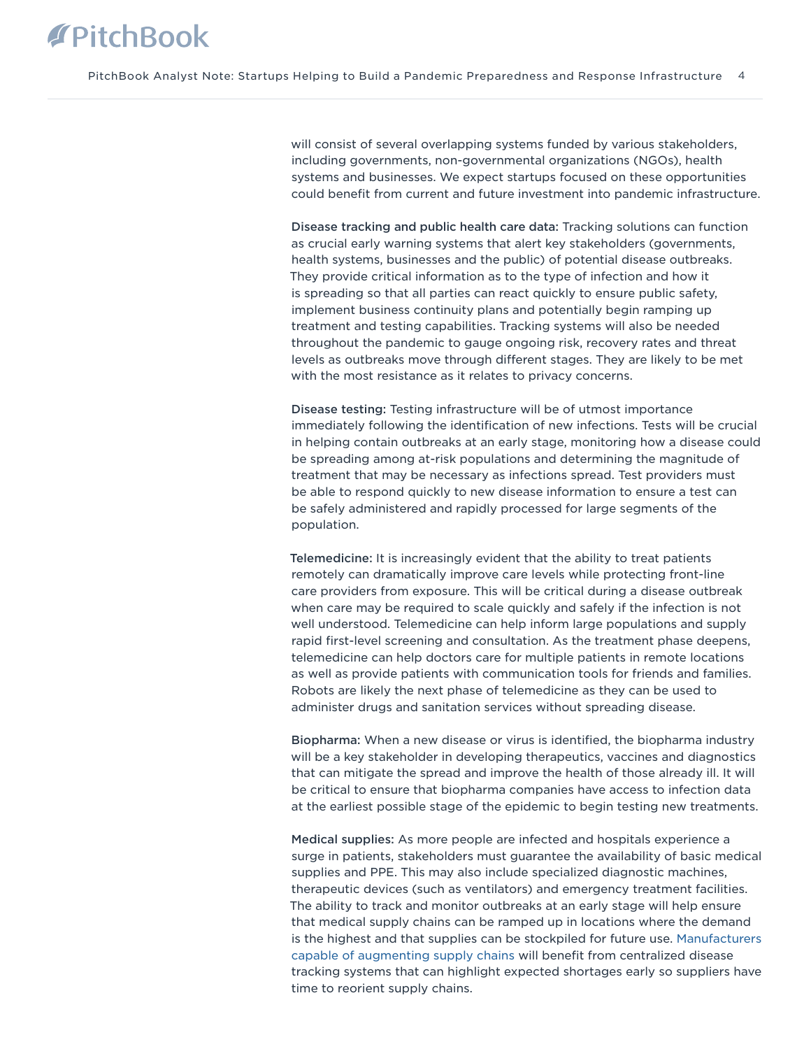will consist of several overlapping systems funded by various stakeholders, including governments, non-governmental organizations (NGOs), health systems and businesses. We expect startups focused on these opportunities could benefit from current and future investment into pandemic infrastructure.

**Disease tracking and public health care data:** Tracking solutions can function as crucial early warning systems that alert key stakeholders (governments, health systems, businesses and the public) of potential disease outbreaks. They provide critical information as to the type of infection and how it is spreading so that all parties can react quickly to ensure public safety, implement business continuity plans and potentially begin ramping up treatment and testing capabilities. Tracking systems will also be needed throughout the pandemic to gauge ongoing risk, recovery rates and threat levels as outbreaks move through different stages. They are likely to be met with the most resistance as it relates to privacy concerns.

**Disease testing:** Testing infrastructure will be of utmost importance immediately following the identification of new infections. Tests will be crucial in helping contain outbreaks at an early stage, monitoring how a disease could be spreading among at-risk populations and determining the magnitude of treatment that may be necessary as infections spread. Test providers must be able to respond quickly to new disease information to ensure a test can be safely administered and rapidly processed for large segments of the population.

**Telemedicine:** It is increasingly evident that the ability to treat patients remotely can dramatically improve care levels while protecting front-line care providers from exposure. This will be critical during a disease outbreak when care may be required to scale quickly and safely if the infection is not well understood. Telemedicine can help inform large populations and supply rapid first-level screening and consultation. As the treatment phase deepens, telemedicine can help doctors care for multiple patients in remote locations as well as provide patients with communication tools for friends and families. Robots are likely the next phase of telemedicine as they can be used to administer drugs and sanitation services without spreading disease.

**Biopharma:** When a new disease or virus is identified, the biopharma industry will be a key stakeholder in developing therapeutics, vaccines and diagnostics that can mitigate the spread and improve the health of those already ill. It will be critical to ensure that biopharma companies have access to infection data at the earliest possible stage of the epidemic to begin testing new treatments.

**Medical supplies:** As more people are infected and hospitals experience a surge in patients, stakeholders must guarantee the availability of basic medical supplies and PPE. This may also include specialized diagnostic machines, therapeutic devices (such as ventilators) and emergency treatment facilities. The ability to track and monitor outbreaks at an early stage will help ensure that medical supply chains can be ramped up in locations where the demand is the highest and that supplies can be stockpiled for future use. Manufacturers capable of augmenting supply chains will benefit from centralized disease tracking systems that can highlight expected shortages early so suppliers have time to reorient supply chains.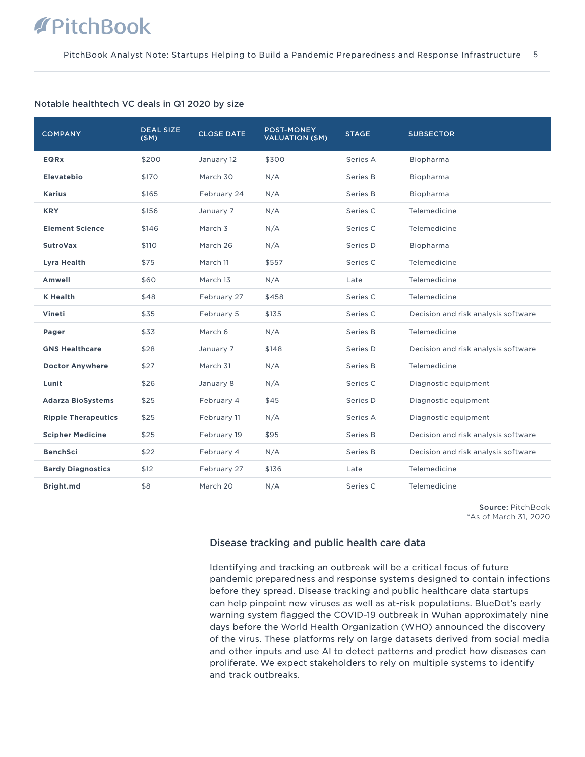### Notable healthtech VC deals in Q1 2020 by size

| COMPANY | DEAL SIZE ($M) | CLOSE DATE | POST-MONEY VALUATION ($M) | STAGE | SUBSECTOR |
|---|---|---|---|---|---|
| **EQRx** | $200 | January 12 | $300 | Series A | Biopharma |
| **Elevatebio** | $170 | March 30 | N/A | Series B | Biopharma |
| **Karius** | $165 | February 24 | N/A | Series B | Biopharma |
| **KRY** | $156 | January 7 | N/A | Series C | Telemedicine |
| **Element Science** | $146 | March 3 | N/A | Series C | Telemedicine |
| **SutroVax** | $110 | March 26 | N/A | Series D | Biopharma |
| **Lyra Health** | $75 | March 11 | $557 | Series C | Telemedicine |
| **Amwell** | $60 | March 13 | N/A | Late | Telemedicine |
| **K Health** | $48 | February 27 | $458 | Series C | Telemedicine |
| **Vineti** | $35 | February 5 | $135 | Series C | Decision and risk analysis software |
| **Pager** | $33 | March 6 | N/A | Series B | Telemedicine |
| **GNS Healthcare** | $28 | January 7 | $148 | Series D | Decision and risk analysis software |
| **Doctor Anywhere** | $27 | March 31 | N/A | Series B | Telemedicine |
| **Lunit** | $26 | January 8 | N/A | Series C | Diagnostic equipment |
| **Adarza BioSystems** | $25 | February 4 | $45 | Series D | Diagnostic equipment |
| **Ripple Therapeutics** | $25 | February 11 | N/A | Series A | Diagnostic equipment |
| **Scipher Medicine** | $25 | February 19 | $95 | Series B | Decision and risk analysis software |
| **BenchSci** | $22 | February 4 | N/A | Series B | Decision and risk analysis software |
| **Bardy Diagnostics** | $12 | February 27 | $136 | Late | Telemedicine |
| **Bright.md** | $8 | March 20 | N/A | Series C | Telemedicine |

**Source:** PitchBook
*As of March 31, 2020

## Disease tracking and public health care data

Identifying and tracking an outbreak will be a critical focus of future pandemic preparedness and response systems designed to contain infections before they spread. Disease tracking and public healthcare data startups can help pinpoint new viruses as well as at-risk populations. BlueDot's early warning system flagged the COVID-19 outbreak in Wuhan approximately nine days before the World Health Organization (WHO) announced the discovery of the virus. These platforms rely on large datasets derived from social media and other inputs and use AI to detect patterns and predict how diseases can proliferate. We expect stakeholders to rely on multiple systems to identify and track outbreaks.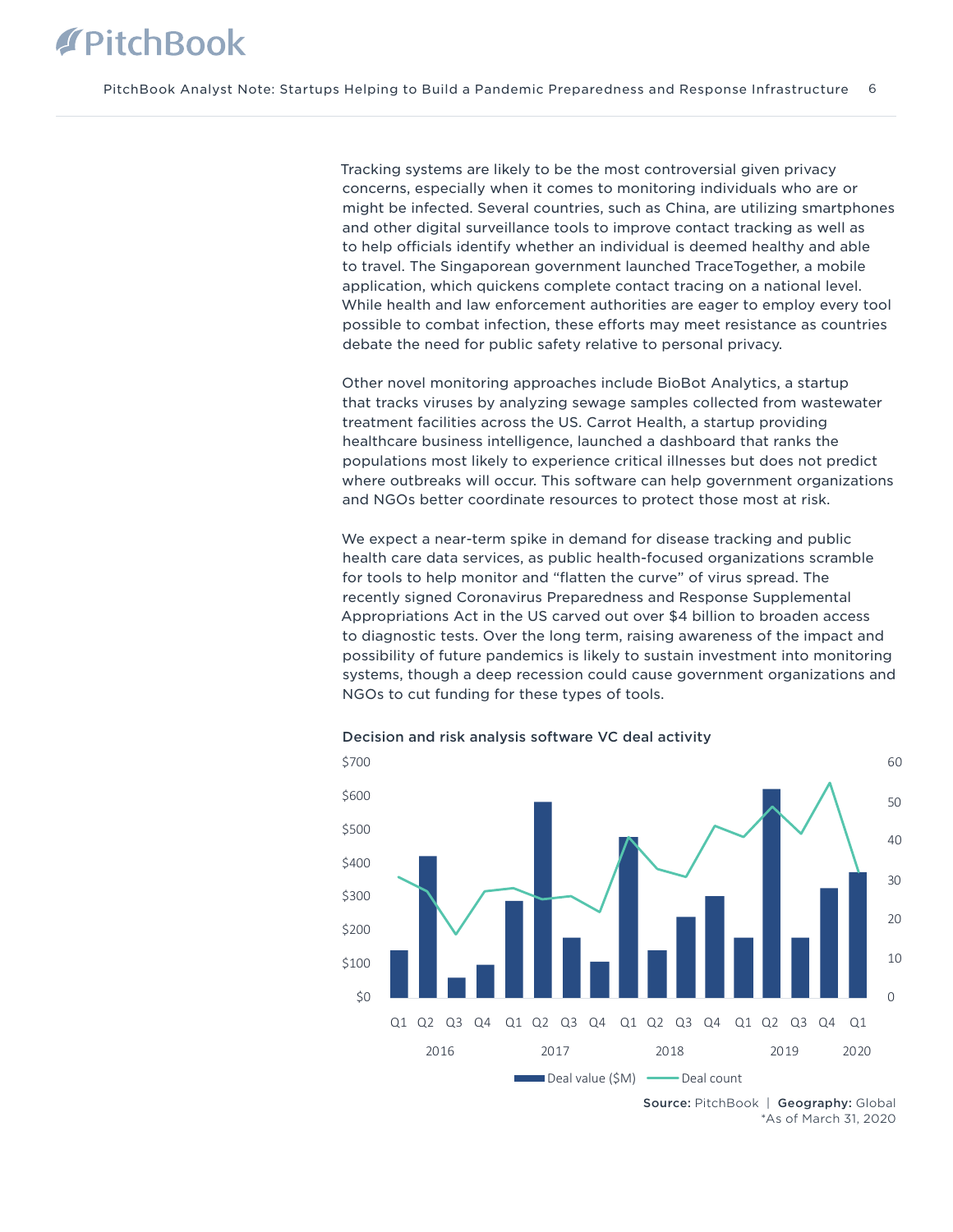Tracking systems are likely to be the most controversial given privacy concerns, especially when it comes to monitoring individuals who are or might be infected. Several countries, such as China, are utilizing smartphones and other digital surveillance tools to improve contact tracking as well as to help officials identify whether an individual is deemed healthy and able to travel. The Singaporean government launched TraceTogether, a mobile application, which quickens complete contact tracing on a national level. While health and law enforcement authorities are eager to employ every tool possible to combat infection, these efforts may meet resistance as countries debate the need for public safety relative to personal privacy.

Other novel monitoring approaches include BioBot Analytics, a startup that tracks viruses by analyzing sewage samples collected from wastewater treatment facilities across the US. Carrot Health, a startup providing healthcare business intelligence, launched a dashboard that ranks the populations most likely to experience critical illnesses but does not predict where outbreaks will occur. This software can help government organizations and NGOs better coordinate resources to protect those most at risk.

We expect a near-term spike in demand for disease tracking and public health care data services, as public health-focused organizations scramble for tools to help monitor and "flatten the curve" of virus spread. The recently signed Coronavirus Preparedness and Response Supplemental Appropriations Act in the US carved out over $4 billion to broaden access to diagnostic tests. Over the long term, raising awareness of the impact and possibility of future pandemics is likely to sustain investment into monitoring systems, though a deep recession could cause government organizations and NGOs to cut funding for these types of tools.

**Decision and risk analysis software VC deal activity**

Deal value ($M) and Deal count, Q1 2016 – Q1 2020

**Source:** PitchBook | **Geography:** Global
*As of March 31, 2020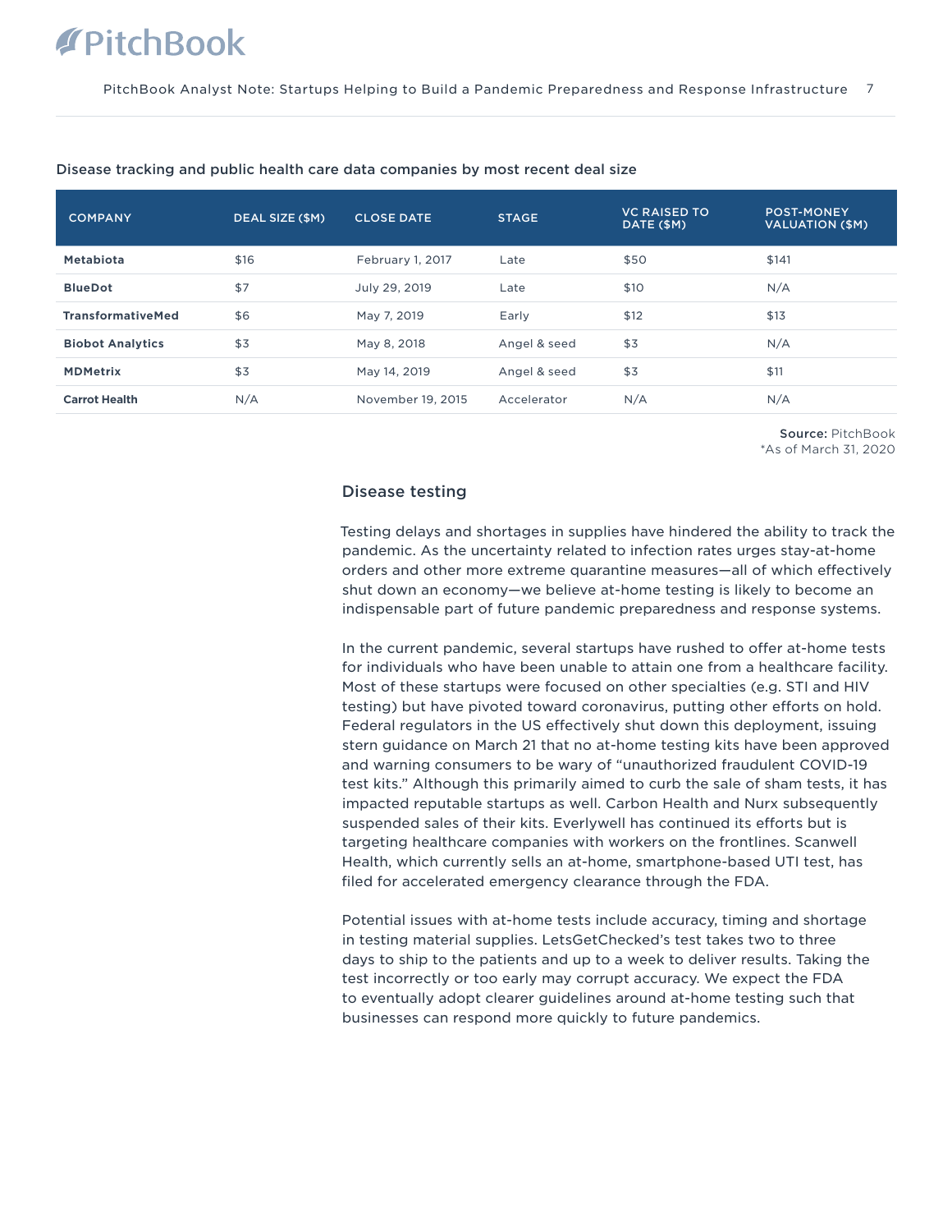Disease tracking and public health care data companies by most recent deal size

| COMPANY | DEAL SIZE ($M) | CLOSE DATE | STAGE | VC RAISED TO DATE ($M) | POST-MONEY VALUATION ($M) |
|---|---|---|---|---|---|
| **Metabiota** | $16 | February 1, 2017 | Late | $50 | $141 |
| **BlueDot** | $7 | July 29, 2019 | Late | $10 | N/A |
| **TransformativeMed** | $6 | May 7, 2019 | Early | $12 | $13 |
| **Biobot Analytics** | $3 | May 8, 2018 | Angel & seed | $3 | N/A |
| **MDMetrix** | $3 | May 14, 2019 | Angel & seed | $3 | $11 |
| **Carrot Health** | N/A | November 19, 2015 | Accelerator | N/A | N/A |

**Source:** PitchBook
*As of March 31, 2020

## Disease testing

Testing delays and shortages in supplies have hindered the ability to track the pandemic. As the uncertainty related to infection rates urges stay-at-home orders and other more extreme quarantine measures—all of which effectively shut down an economy—we believe at-home testing is likely to become an indispensable part of future pandemic preparedness and response systems.

In the current pandemic, several startups have rushed to offer at-home tests for individuals who have been unable to attain one from a healthcare facility. Most of these startups were focused on other specialties (e.g. STI and HIV testing) but have pivoted toward coronavirus, putting other efforts on hold. Federal regulators in the US effectively shut down this deployment, issuing stern guidance on March 21 that no at-home testing kits have been approved and warning consumers to be wary of "unauthorized fraudulent COVID-19 test kits." Although this primarily aimed to curb the sale of sham tests, it has impacted reputable startups as well. Carbon Health and Nurx subsequently suspended sales of their kits. Everlywell has continued its efforts but is targeting healthcare companies with workers on the frontlines. Scanwell Health, which currently sells an at-home, smartphone-based UTI test, has filed for accelerated emergency clearance through the FDA.

Potential issues with at-home tests include accuracy, timing and shortage in testing material supplies. LetsGetChecked's test takes two to three days to ship to the patients and up to a week to deliver results. Taking the test incorrectly or too early may corrupt accuracy. We expect the FDA to eventually adopt clearer guidelines around at-home testing such that businesses can respond more quickly to future pandemics.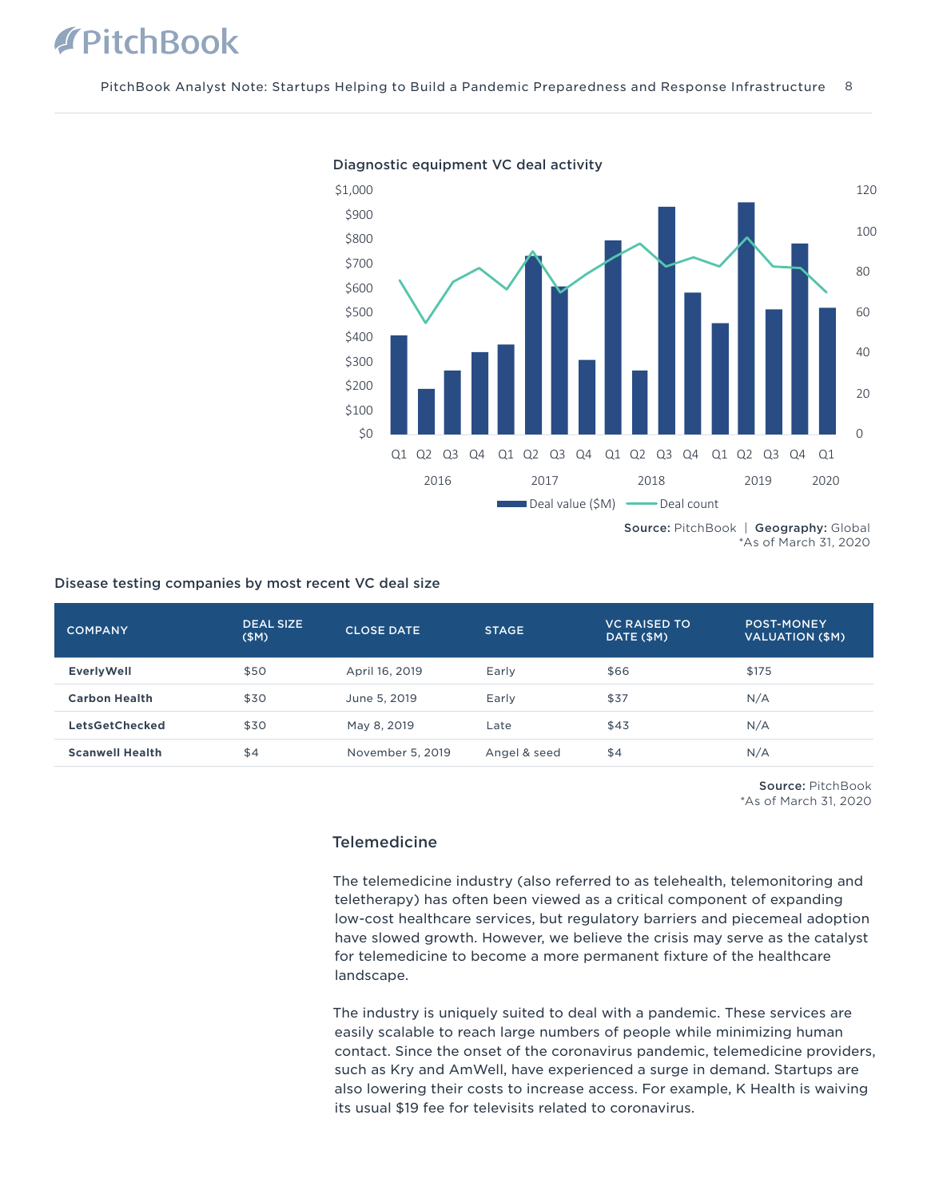Diagnostic equipment VC deal activity

Source: PitchBook | Geography: Global
*As of March 31, 2020

Disease testing companies by most recent VC deal size

| COMPANY | DEAL SIZE ($M) | CLOSE DATE | STAGE | VC RAISED TO DATE ($M) | POST-MONEY VALUATION ($M) |
|---|---|---|---|---|---|
| **EverlyWell** | $50 | April 16, 2019 | Early | $66 | $175 |
| **Carbon Health** | $30 | June 5, 2019 | Early | $37 | N/A |
| **LetsGetChecked** | $30 | May 8, 2019 | Late | $43 | N/A |
| **Scanwell Health** | $4 | November 5, 2019 | Angel & seed | $4 | N/A |

Source: PitchBook
*As of March 31, 2020

## Telemedicine

The telemedicine industry (also referred to as telehealth, telemonitoring and teletherapy) has often been viewed as a critical component of expanding low-cost healthcare services, but regulatory barriers and piecemeal adoption have slowed growth. However, we believe the crisis may serve as the catalyst for telemedicine to become a more permanent fixture of the healthcare landscape.

The industry is uniquely suited to deal with a pandemic. These services are easily scalable to reach large numbers of people while minimizing human contact. Since the onset of the coronavirus pandemic, telemedicine providers, such as Kry and AmWell, have experienced a surge in demand. Startups are also lowering their costs to increase access. For example, K Health is waiving its usual $19 fee for televisits related to coronavirus.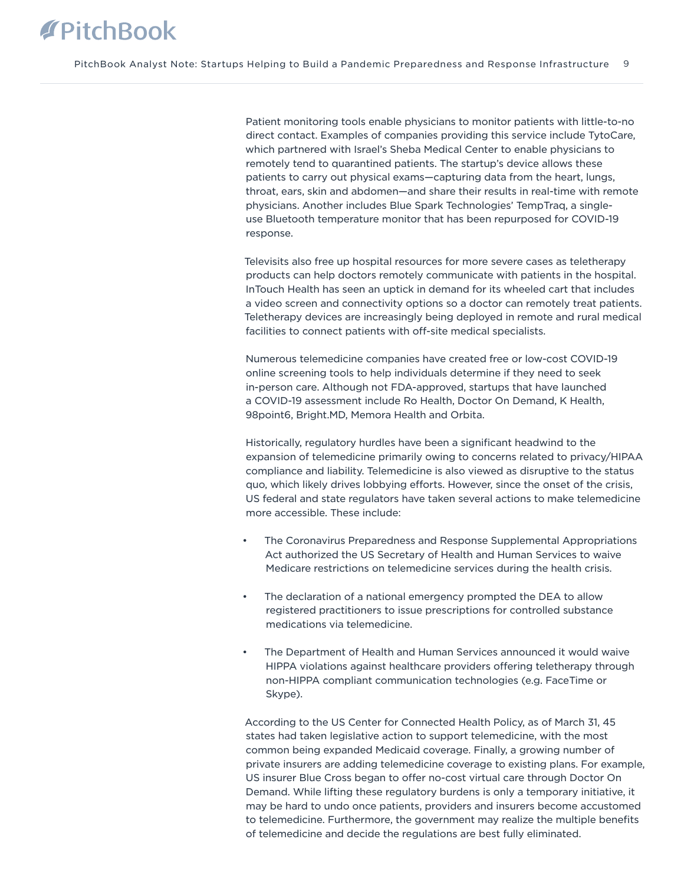Patient monitoring tools enable physicians to monitor patients with little-to-no direct contact. Examples of companies providing this service include TytoCare, which partnered with Israel's Sheba Medical Center to enable physicians to remotely tend to quarantined patients. The startup's device allows these patients to carry out physical exams—capturing data from the heart, lungs, throat, ears, skin and abdomen—and share their results in real-time with remote physicians. Another includes Blue Spark Technologies' TempTraq, a single-use Bluetooth temperature monitor that has been repurposed for COVID-19 response.

Televisits also free up hospital resources for more severe cases as teletherapy products can help doctors remotely communicate with patients in the hospital. InTouch Health has seen an uptick in demand for its wheeled cart that includes a video screen and connectivity options so a doctor can remotely treat patients. Teletherapy devices are increasingly being deployed in remote and rural medical facilities to connect patients with off-site medical specialists.

Numerous telemedicine companies have created free or low-cost COVID-19 online screening tools to help individuals determine if they need to seek in-person care. Although not FDA-approved, startups that have launched a COVID-19 assessment include Ro Health, Doctor On Demand, K Health, 98point6, Bright.MD, Memora Health and Orbita.

Historically, regulatory hurdles have been a significant headwind to the expansion of telemedicine primarily owing to concerns related to privacy/HIPAA compliance and liability. Telemedicine is also viewed as disruptive to the status quo, which likely drives lobbying efforts. However, since the onset of the crisis, US federal and state regulators have taken several actions to make telemedicine more accessible. These include:

- The Coronavirus Preparedness and Response Supplemental Appropriations Act authorized the US Secretary of Health and Human Services to waive Medicare restrictions on telemedicine services during the health crisis.

- The declaration of a national emergency prompted the DEA to allow registered practitioners to issue prescriptions for controlled substance medications via telemedicine.

- The Department of Health and Human Services announced it would waive HIPPA violations against healthcare providers offering teletherapy through non-HIPPA compliant communication technologies (e.g. FaceTime or Skype).

According to the US Center for Connected Health Policy, as of March 31, 45 states had taken legislative action to support telemedicine, with the most common being expanded Medicaid coverage. Finally, a growing number of private insurers are adding telemedicine coverage to existing plans. For example, US insurer Blue Cross began to offer no-cost virtual care through Doctor On Demand. While lifting these regulatory burdens is only a temporary initiative, it may be hard to undo once patients, providers and insurers become accustomed to telemedicine. Furthermore, the government may realize the multiple benefits of telemedicine and decide the regulations are best fully eliminated.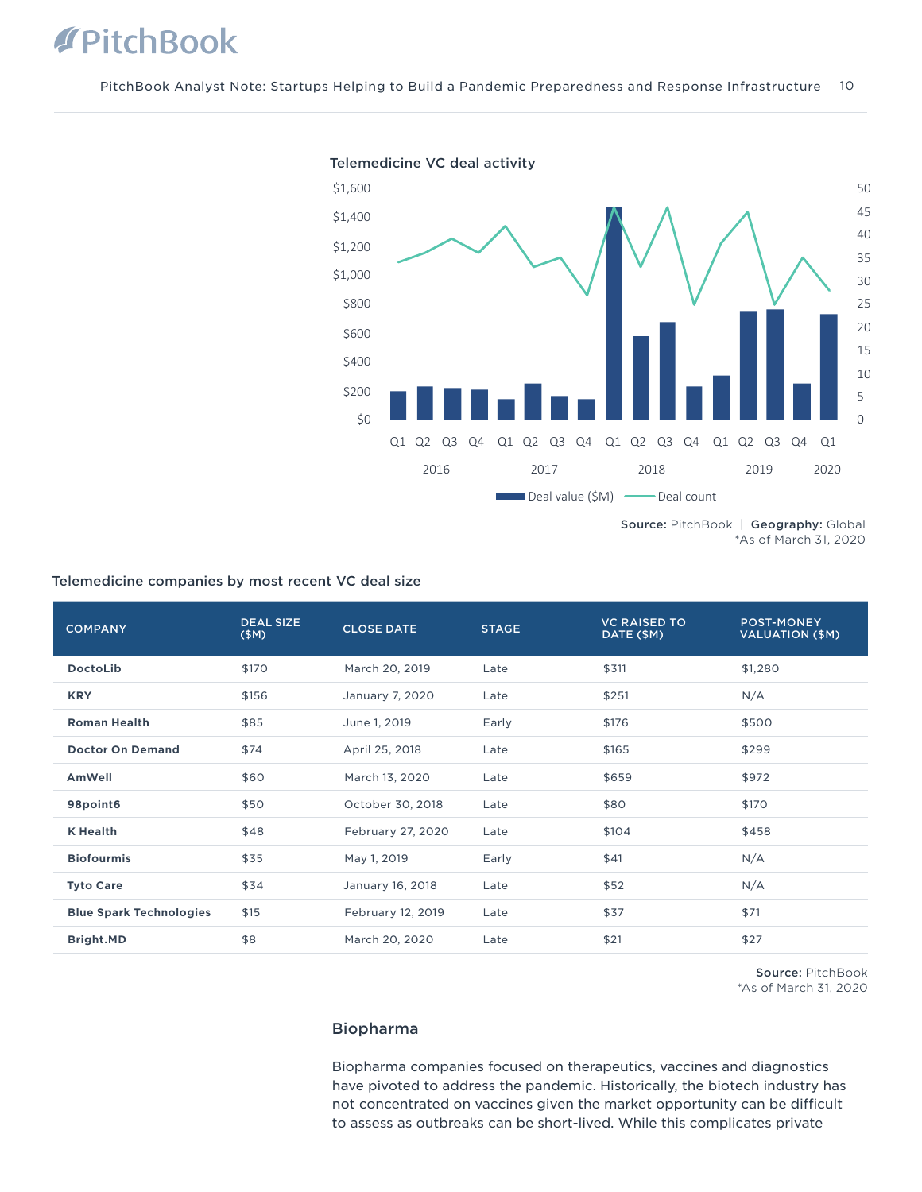Telemedicine VC deal activity

Source: PitchBook | Geography: Global
*As of March 31, 2020

Telemedicine companies by most recent VC deal size

| COMPANY | DEAL SIZE ($M) | CLOSE DATE | STAGE | VC RAISED TO DATE ($M) | POST-MONEY VALUATION ($M) |
|---|---|---|---|---|---|
| **DoctoLib** | $170 | March 20, 2019 | Late | $311 | $1,280 |
| **KRY** | $156 | January 7, 2020 | Late | $251 | N/A |
| **Roman Health** | $85 | June 1, 2019 | Early | $176 | $500 |
| **Doctor On Demand** | $74 | April 25, 2018 | Late | $165 | $299 |
| **AmWell** | $60 | March 13, 2020 | Late | $659 | $972 |
| **98point6** | $50 | October 30, 2018 | Late | $80 | $170 |
| **K Health** | $48 | February 27, 2020 | Late | $104 | $458 |
| **Biofourmis** | $35 | May 1, 2019 | Early | $41 | N/A |
| **Tyto Care** | $34 | January 16, 2018 | Late | $52 | N/A |
| **Blue Spark Technologies** | $15 | February 12, 2019 | Late | $37 | $71 |
| **Bright.MD** | $8 | March 20, 2020 | Late | $21 | $27 |

Source: PitchBook
*As of March 31, 2020

## Biopharma

Biopharma companies focused on therapeutics, vaccines and diagnostics have pivoted to address the pandemic. Historically, the biotech industry has not concentrated on vaccines given the market opportunity can be difficult to assess as outbreaks can be short-lived. While this complicates private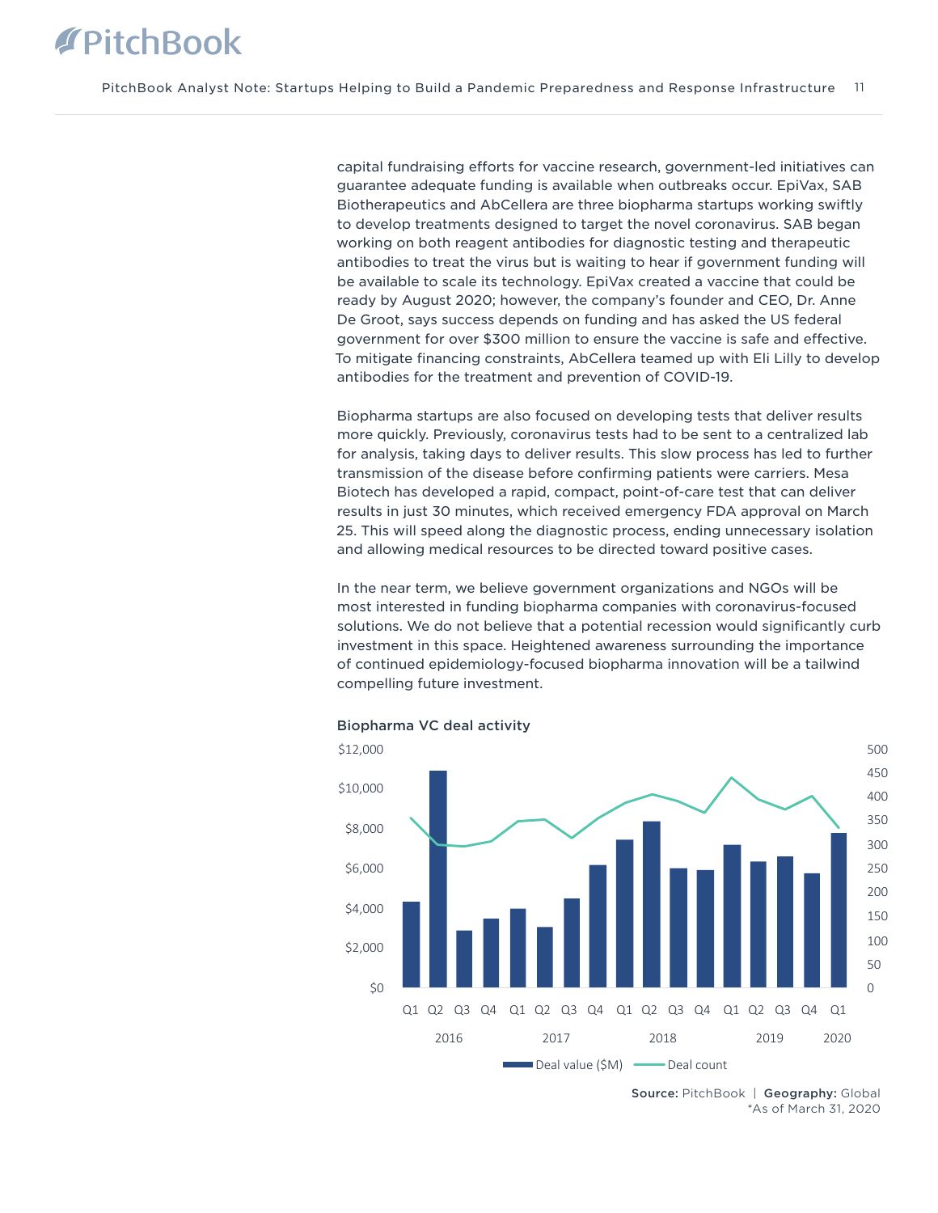capital fundraising efforts for vaccine research, government-led initiatives can guarantee adequate funding is available when outbreaks occur. EpiVax, SAB Biotherapeutics and AbCellera are three biopharma startups working swiftly to develop treatments designed to target the novel coronavirus. SAB began working on both reagent antibodies for diagnostic testing and therapeutic antibodies to treat the virus but is waiting to hear if government funding will be available to scale its technology. EpiVax created a vaccine that could be ready by August 2020; however, the company's founder and CEO, Dr. Anne De Groot, says success depends on funding and has asked the US federal government for over $300 million to ensure the vaccine is safe and effective. To mitigate financing constraints, AbCellera teamed up with Eli Lilly to develop antibodies for the treatment and prevention of COVID-19.

Biopharma startups are also focused on developing tests that deliver results more quickly. Previously, coronavirus tests had to be sent to a centralized lab for analysis, taking days to deliver results. This slow process has led to further transmission of the disease before confirming patients were carriers. Mesa Biotech has developed a rapid, compact, point-of-care test that can deliver results in just 30 minutes, which received emergency FDA approval on March 25. This will speed along the diagnostic process, ending unnecessary isolation and allowing medical resources to be directed toward positive cases.

In the near term, we believe government organizations and NGOs will be most interested in funding biopharma companies with coronavirus-focused solutions. We do not believe that a potential recession would significantly curb investment in this space. Heightened awareness surrounding the importance of continued epidemiology-focused biopharma innovation will be a tailwind compelling future investment.

**Biopharma VC deal activity**

Deal value ($M) and Deal count, Q1 2016 – Q1 2020

**Source:** PitchBook | **Geography:** Global
*As of March 31, 2020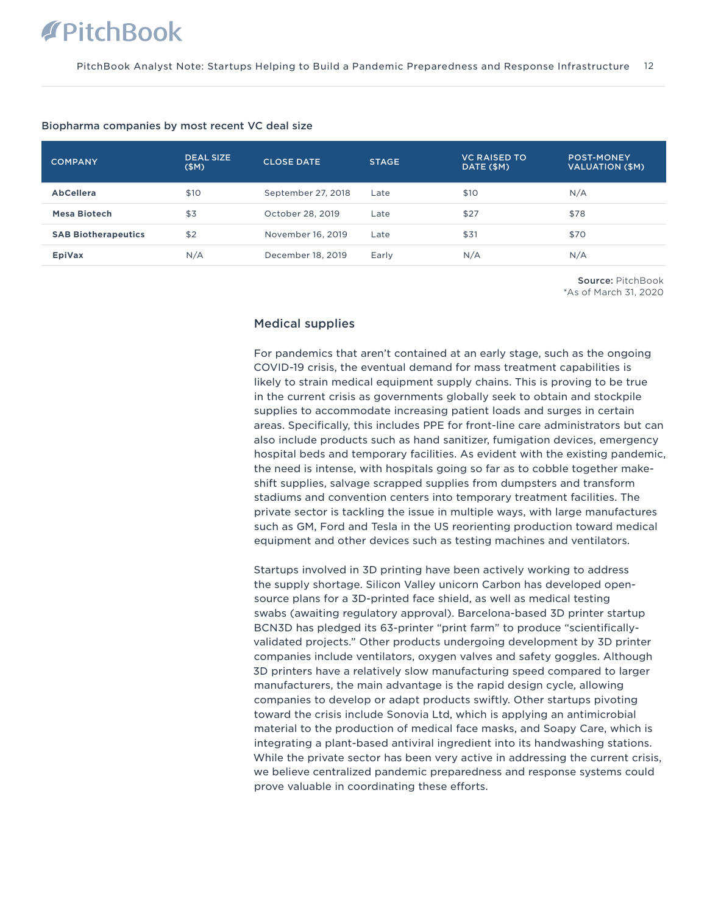**Biopharma companies by most recent VC deal size**

| COMPANY | DEAL SIZE ($M) | CLOSE DATE | STAGE | VC RAISED TO DATE ($M) | POST-MONEY VALUATION ($M) |
|---|---|---|---|---|---|
| **AbCellera** | $10 | September 27, 2018 | Late | $10 | N/A |
| **Mesa Biotech** | $3 | October 28, 2019 | Late | $27 | $78 |
| **SAB Biotherapeutics** | $2 | November 16, 2019 | Late | $31 | $70 |
| **EpiVax** | N/A | December 18, 2019 | Early | N/A | N/A |

**Source:** PitchBook
*As of March 31, 2020

### Medical supplies

For pandemics that aren't contained at an early stage, such as the ongoing COVID-19 crisis, the eventual demand for mass treatment capabilities is likely to strain medical equipment supply chains. This is proving to be true in the current crisis as governments globally seek to obtain and stockpile supplies to accommodate increasing patient loads and surges in certain areas. Specifically, this includes PPE for front-line care administrators but can also include products such as hand sanitizer, fumigation devices, emergency hospital beds and temporary facilities. As evident with the existing pandemic, the need is intense, with hospitals going so far as to cobble together make-shift supplies, salvage scrapped supplies from dumpsters and transform stadiums and convention centers into temporary treatment facilities. The private sector is tackling the issue in multiple ways, with large manufactures such as GM, Ford and Tesla in the US reorienting production toward medical equipment and other devices such as testing machines and ventilators.

Startups involved in 3D printing have been actively working to address the supply shortage. Silicon Valley unicorn Carbon has developed open-source plans for a 3D-printed face shield, as well as medical testing swabs (awaiting regulatory approval). Barcelona-based 3D printer startup BCN3D has pledged its 63-printer "print farm" to produce "scientifically-validated projects." Other products undergoing development by 3D printer companies include ventilators, oxygen valves and safety goggles. Although 3D printers have a relatively slow manufacturing speed compared to larger manufacturers, the main advantage is the rapid design cycle, allowing companies to develop or adapt products swiftly. Other startups pivoting toward the crisis include Sonovia Ltd, which is applying an antimicrobial material to the production of medical face masks, and Soapy Care, which is integrating a plant-based antiviral ingredient into its handwashing stations. While the private sector has been very active in addressing the current crisis, we believe centralized pandemic preparedness and response systems could prove valuable in coordinating these efforts.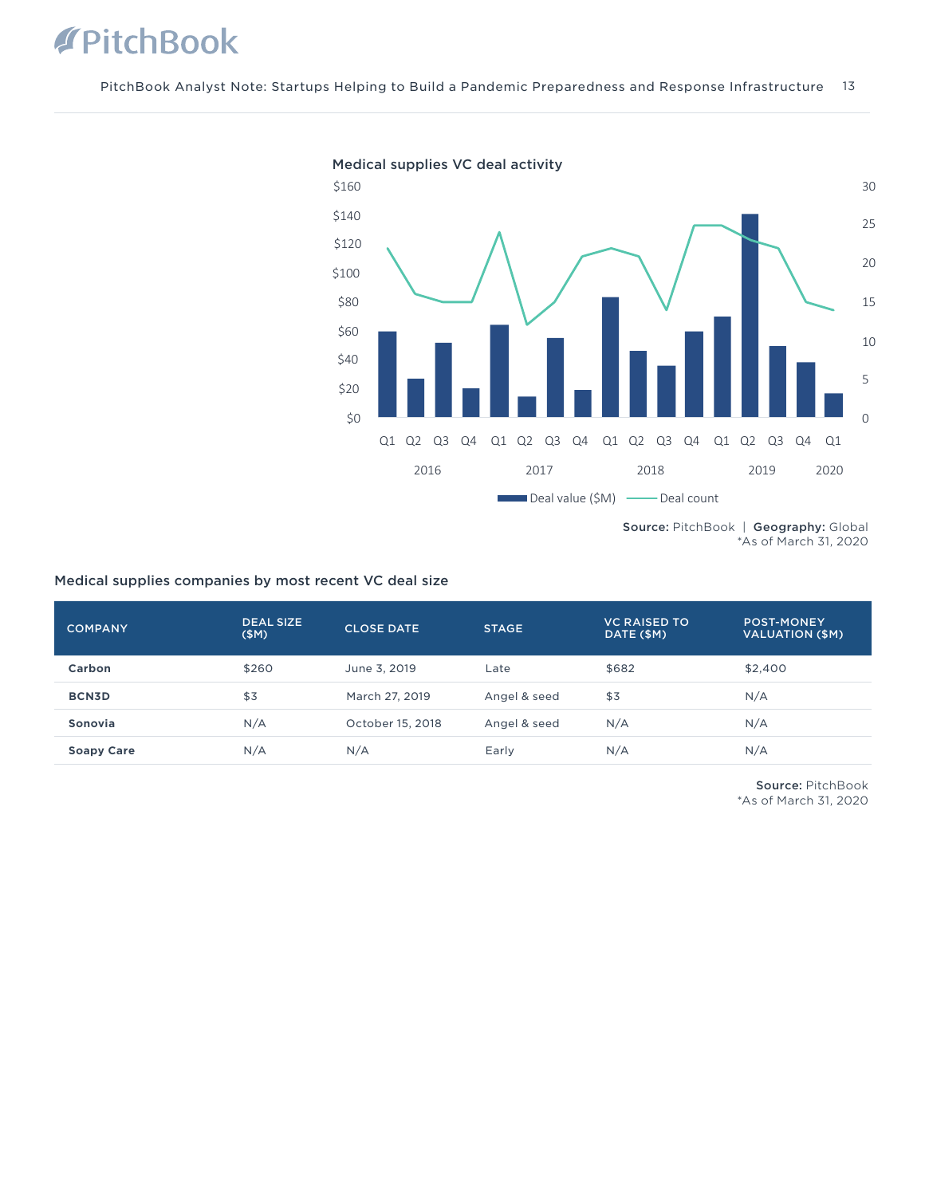Medical supplies VC deal activity

Source: PitchBook | Geography: Global
*As of March 31, 2020

Medical supplies companies by most recent VC deal size

| COMPANY | DEAL SIZE ($M) | CLOSE DATE | STAGE | VC RAISED TO DATE ($M) | POST-MONEY VALUATION ($M) |
|---|---|---|---|---|---|
| **Carbon** | $260 | June 3, 2019 | Late | $682 | $2,400 |
| **BCN3D** | $3 | March 27, 2019 | Angel & seed | $3 | N/A |
| **Sonovia** | N/A | October 15, 2018 | Angel & seed | N/A | N/A |
| **Soapy Care** | N/A | N/A | Early | N/A | N/A |

**Source:** PitchBook
*As of March 31, 2020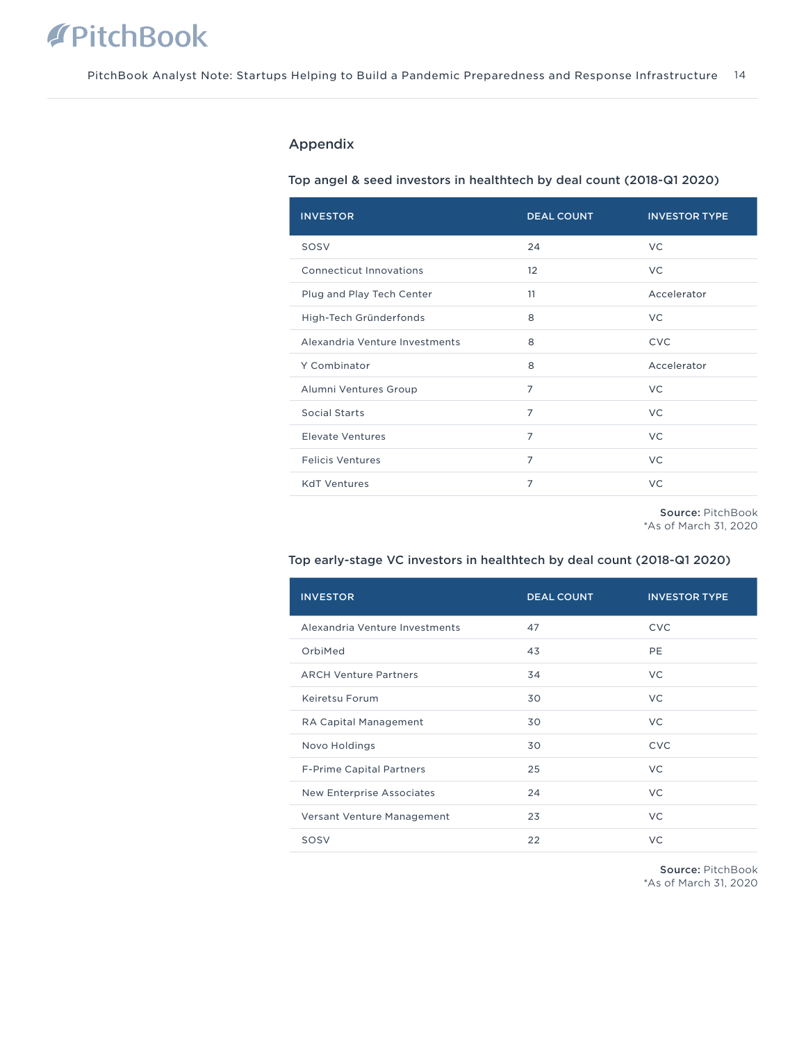## Appendix

### Top angel & seed investors in healthtech by deal count (2018-Q1 2020)

| INVESTOR | DEAL COUNT | INVESTOR TYPE |
|---|---|---|
| SOSV | 24 | VC |
| Connecticut Innovations | 12 | VC |
| Plug and Play Tech Center | 11 | Accelerator |
| High-Tech Gründerfonds | 8 | VC |
| Alexandria Venture Investments | 8 | CVC |
| Y Combinator | 8 | Accelerator |
| Alumni Ventures Group | 7 | VC |
| Social Starts | 7 | VC |
| Elevate Ventures | 7 | VC |
| Felicis Ventures | 7 | VC |
| KdT Ventures | 7 | VC |

**Source:** PitchBook
*As of March 31, 2020

### Top early-stage VC investors in healthtech by deal count (2018-Q1 2020)

| INVESTOR | DEAL COUNT | INVESTOR TYPE |
|---|---|---|
| Alexandria Venture Investments | 47 | CVC |
| OrbiMed | 43 | PE |
| ARCH Venture Partners | 34 | VC |
| Keiretsu Forum | 30 | VC |
| RA Capital Management | 30 | VC |
| Novo Holdings | 30 | CVC |
| F-Prime Capital Partners | 25 | VC |
| New Enterprise Associates | 24 | VC |
| Versant Venture Management | 23 | VC |
| SOSV | 22 | VC |

**Source:** PitchBook
*As of March 31, 2020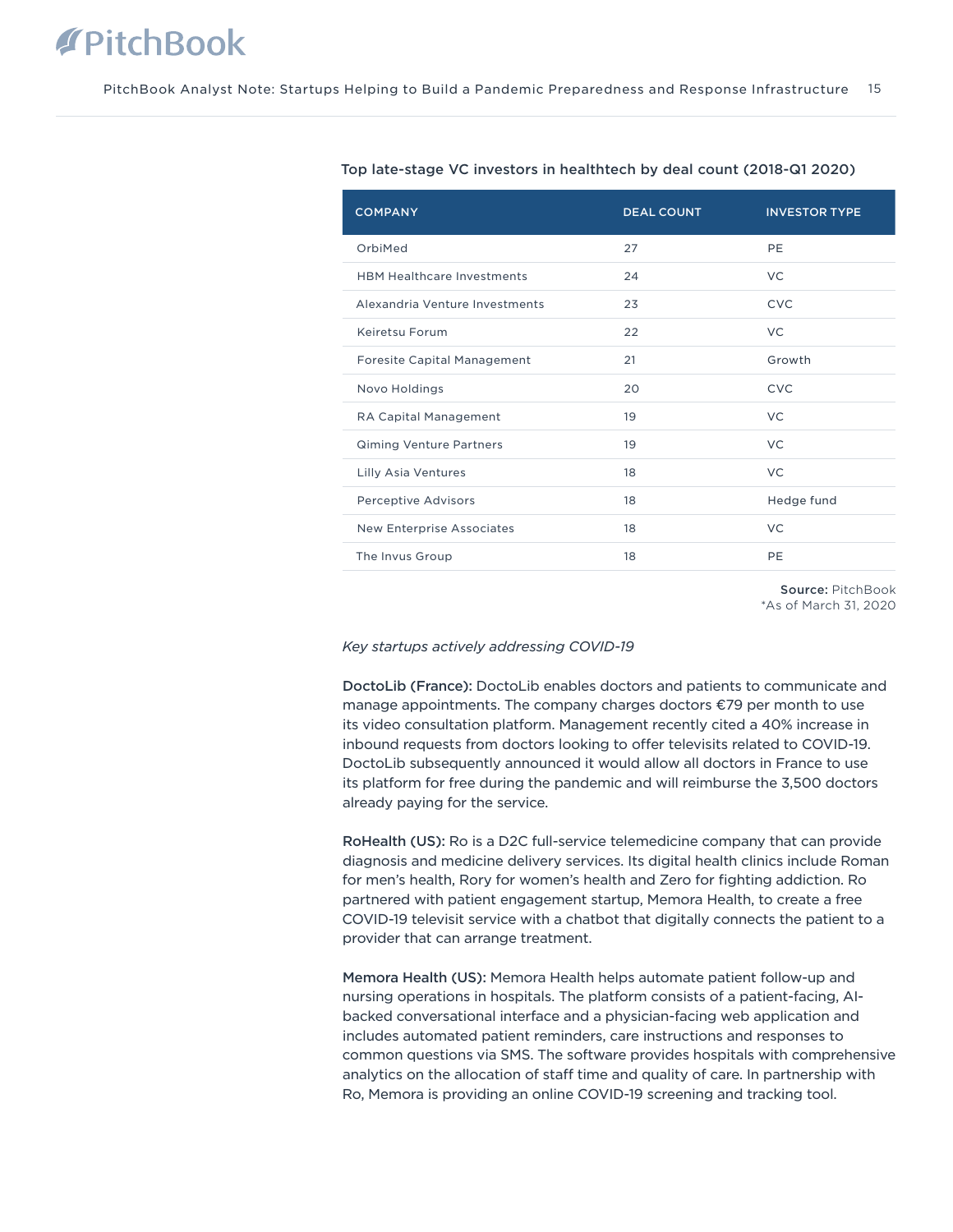**Top late-stage VC investors in healthtech by deal count (2018-Q1 2020)**

| COMPANY | DEAL COUNT | INVESTOR TYPE |
|---|---|---|
| OrbiMed | 27 | PE |
| HBM Healthcare Investments | 24 | VC |
| Alexandria Venture Investments | 23 | CVC |
| Keiretsu Forum | 22 | VC |
| Foresite Capital Management | 21 | Growth |
| Novo Holdings | 20 | CVC |
| RA Capital Management | 19 | VC |
| Qiming Venture Partners | 19 | VC |
| Lilly Asia Ventures | 18 | VC |
| Perceptive Advisors | 18 | Hedge fund |
| New Enterprise Associates | 18 | VC |
| The Invus Group | 18 | PE |

**Source:** PitchBook
*As of March 31, 2020

*Key startups actively addressing COVID-19*

**DoctoLib (France):** DoctoLib enables doctors and patients to communicate and manage appointments. The company charges doctors €79 per month to use its video consultation platform. Management recently cited a 40% increase in inbound requests from doctors looking to offer televisits related to COVID-19. DoctoLib subsequently announced it would allow all doctors in France to use its platform for free during the pandemic and will reimburse the 3,500 doctors already paying for the service.

**RoHealth (US):** Ro is a D2C full-service telemedicine company that can provide diagnosis and medicine delivery services. Its digital health clinics include Roman for men's health, Rory for women's health and Zero for fighting addiction. Ro partnered with patient engagement startup, Memora Health, to create a free COVID-19 televisit service with a chatbot that digitally connects the patient to a provider that can arrange treatment.

**Memora Health (US):** Memora Health helps automate patient follow-up and nursing operations in hospitals. The platform consists of a patient-facing, AI-backed conversational interface and a physician-facing web application and includes automated patient reminders, care instructions and responses to common questions via SMS. The software provides hospitals with comprehensive analytics on the allocation of staff time and quality of care. In partnership with Ro, Memora is providing an online COVID-19 screening and tracking tool.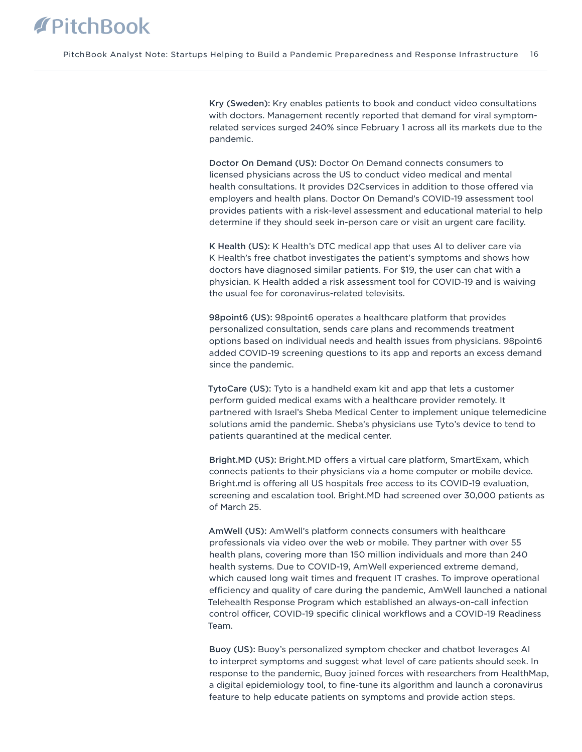**Kry (Sweden):** Kry enables patients to book and conduct video consultations with doctors. Management recently reported that demand for viral symptom-related services surged 240% since February 1 across all its markets due to the pandemic.

**Doctor On Demand (US):** Doctor On Demand connects consumers to licensed physicians across the US to conduct video medical and mental health consultations. It provides D2Cservices in addition to those offered via employers and health plans. Doctor On Demand's COVID-19 assessment tool provides patients with a risk-level assessment and educational material to help determine if they should seek in-person care or visit an urgent care facility.

**K Health (US):** K Health's DTC medical app that uses AI to deliver care via K Health's free chatbot investigates the patient's symptoms and shows how doctors have diagnosed similar patients. For $19, the user can chat with a physician. K Health added a risk assessment tool for COVID-19 and is waiving the usual fee for coronavirus-related televisits.

**98point6 (US):** 98point6 operates a healthcare platform that provides personalized consultation, sends care plans and recommends treatment options based on individual needs and health issues from physicians. 98point6 added COVID-19 screening questions to its app and reports an excess demand since the pandemic.

**TytoCare (US):** Tyto is a handheld exam kit and app that lets a customer perform guided medical exams with a healthcare provider remotely. It partnered with Israel's Sheba Medical Center to implement unique telemedicine solutions amid the pandemic. Sheba's physicians use Tyto's device to tend to patients quarantined at the medical center.

**Bright.MD (US):** Bright.MD offers a virtual care platform, SmartExam, which connects patients to their physicians via a home computer or mobile device. Bright.md is offering all US hospitals free access to its COVID-19 evaluation, screening and escalation tool. Bright.MD had screened over 30,000 patients as of March 25.

**AmWell (US):** AmWell's platform connects consumers with healthcare professionals via video over the web or mobile. They partner with over 55 health plans, covering more than 150 million individuals and more than 240 health systems. Due to COVID-19, AmWell experienced extreme demand, which caused long wait times and frequent IT crashes. To improve operational efficiency and quality of care during the pandemic, AmWell launched a national Telehealth Response Program which established an always-on-call infection control officer, COVID-19 specific clinical workflows and a COVID-19 Readiness Team.

**Buoy (US):** Buoy's personalized symptom checker and chatbot leverages AI to interpret symptoms and suggest what level of care patients should seek. In response to the pandemic, Buoy joined forces with researchers from HealthMap, a digital epidemiology tool, to fine-tune its algorithm and launch a coronavirus feature to help educate patients on symptoms and provide action steps.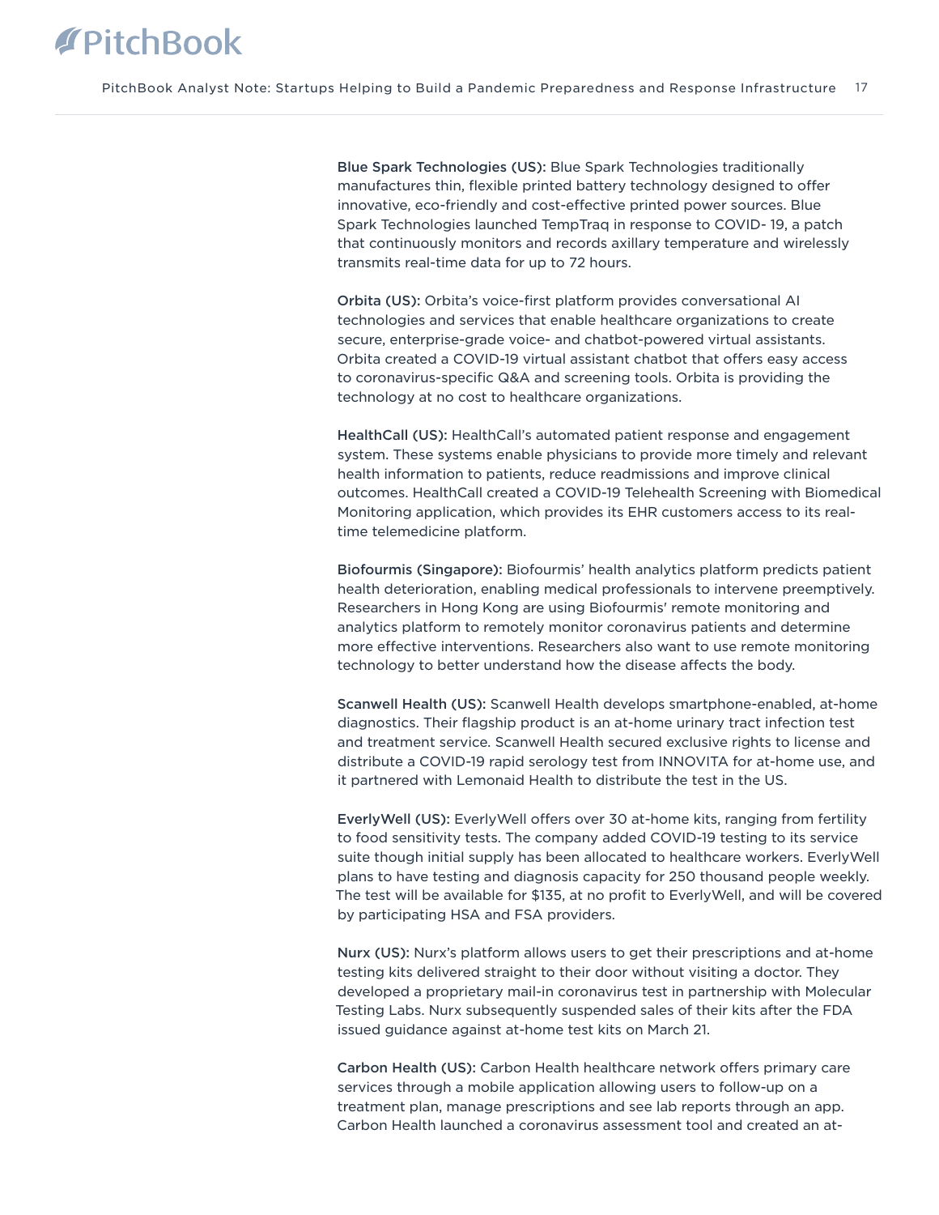**Blue Spark Technologies (US):** Blue Spark Technologies traditionally manufactures thin, flexible printed battery technology designed to offer innovative, eco-friendly and cost-effective printed power sources. Blue Spark Technologies launched TempTraq in response to COVID- 19, a patch that continuously monitors and records axillary temperature and wirelessly transmits real-time data for up to 72 hours.

**Orbita (US):** Orbita's voice-first platform provides conversational AI technologies and services that enable healthcare organizations to create secure, enterprise-grade voice- and chatbot-powered virtual assistants. Orbita created a COVID-19 virtual assistant chatbot that offers easy access to coronavirus-specific Q&A and screening tools. Orbita is providing the technology at no cost to healthcare organizations.

**HealthCall (US):** HealthCall's automated patient response and engagement system. These systems enable physicians to provide more timely and relevant health information to patients, reduce readmissions and improve clinical outcomes. HealthCall created a COVID-19 Telehealth Screening with Biomedical Monitoring application, which provides its EHR customers access to its real-time telemedicine platform.

**Biofourmis (Singapore):** Biofourmis' health analytics platform predicts patient health deterioration, enabling medical professionals to intervene preemptively. Researchers in Hong Kong are using Biofourmis' remote monitoring and analytics platform to remotely monitor coronavirus patients and determine more effective interventions. Researchers also want to use remote monitoring technology to better understand how the disease affects the body.

**Scanwell Health (US):** Scanwell Health develops smartphone-enabled, at-home diagnostics. Their flagship product is an at-home urinary tract infection test and treatment service. Scanwell Health secured exclusive rights to license and distribute a COVID-19 rapid serology test from INNOVITA for at-home use, and it partnered with Lemonaid Health to distribute the test in the US.

**EverlyWell (US):** EverlyWell offers over 30 at-home kits, ranging from fertility to food sensitivity tests. The company added COVID-19 testing to its service suite though initial supply has been allocated to healthcare workers. EverlyWell plans to have testing and diagnosis capacity for 250 thousand people weekly. The test will be available for $135, at no profit to EverlyWell, and will be covered by participating HSA and FSA providers.

**Nurx (US):** Nurx's platform allows users to get their prescriptions and at-home testing kits delivered straight to their door without visiting a doctor. They developed a proprietary mail-in coronavirus test in partnership with Molecular Testing Labs. Nurx subsequently suspended sales of their kits after the FDA issued guidance against at-home test kits on March 21.

**Carbon Health (US):** Carbon Health healthcare network offers primary care services through a mobile application allowing users to follow-up on a treatment plan, manage prescriptions and see lab reports through an app. Carbon Health launched a coronavirus assessment tool and created an at-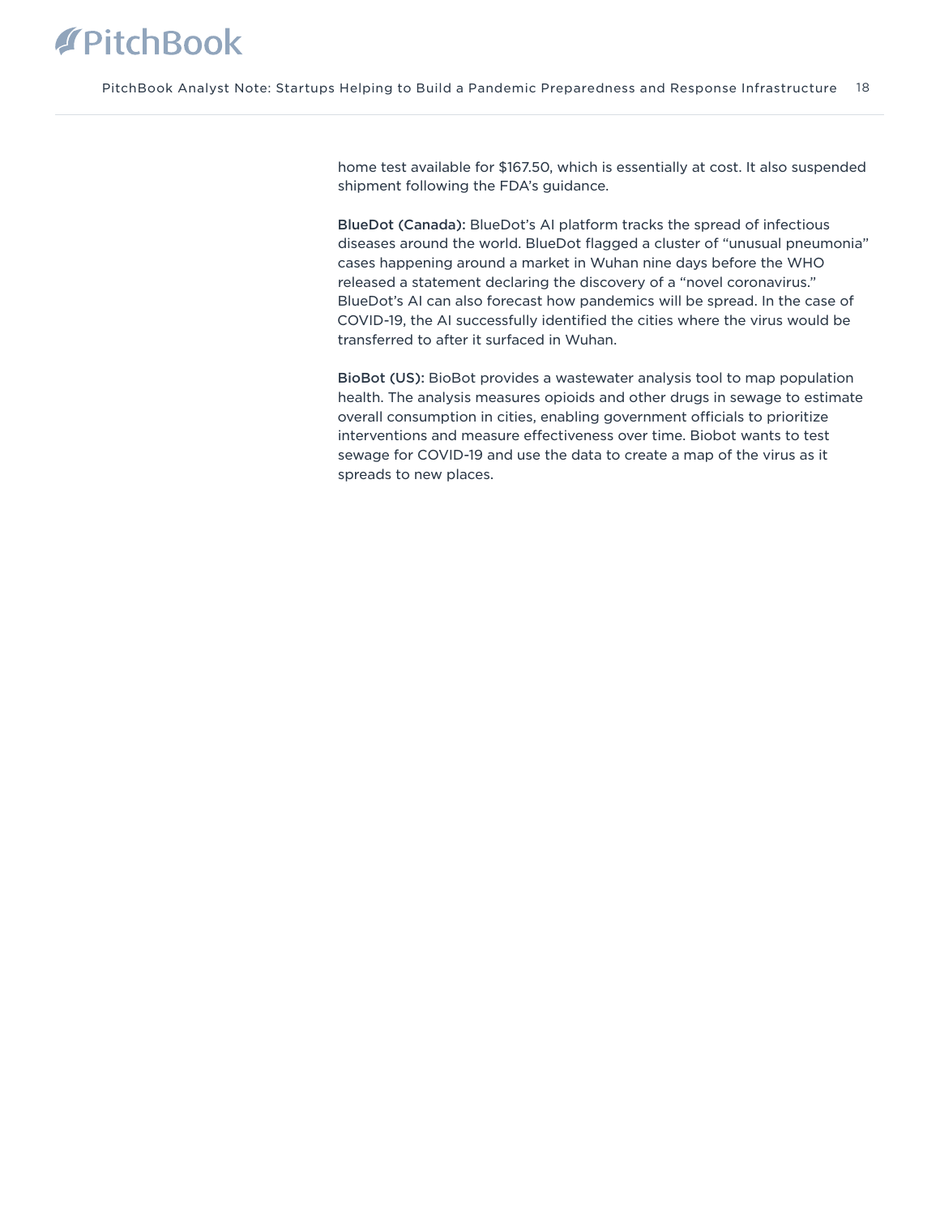home test available for $167.50, which is essentially at cost. It also suspended shipment following the FDA's guidance.

**BlueDot (Canada):** BlueDot's AI platform tracks the spread of infectious diseases around the world. BlueDot flagged a cluster of "unusual pneumonia" cases happening around a market in Wuhan nine days before the WHO released a statement declaring the discovery of a "novel coronavirus." BlueDot's AI can also forecast how pandemics will be spread. In the case of COVID-19, the AI successfully identified the cities where the virus would be transferred to after it surfaced in Wuhan.

**BioBot (US):** BioBot provides a wastewater analysis tool to map population health. The analysis measures opioids and other drugs in sewage to estimate overall consumption in cities, enabling government officials to prioritize interventions and measure effectiveness over time. Biobot wants to test sewage for COVID-19 and use the data to create a map of the virus as it spreads to new places.